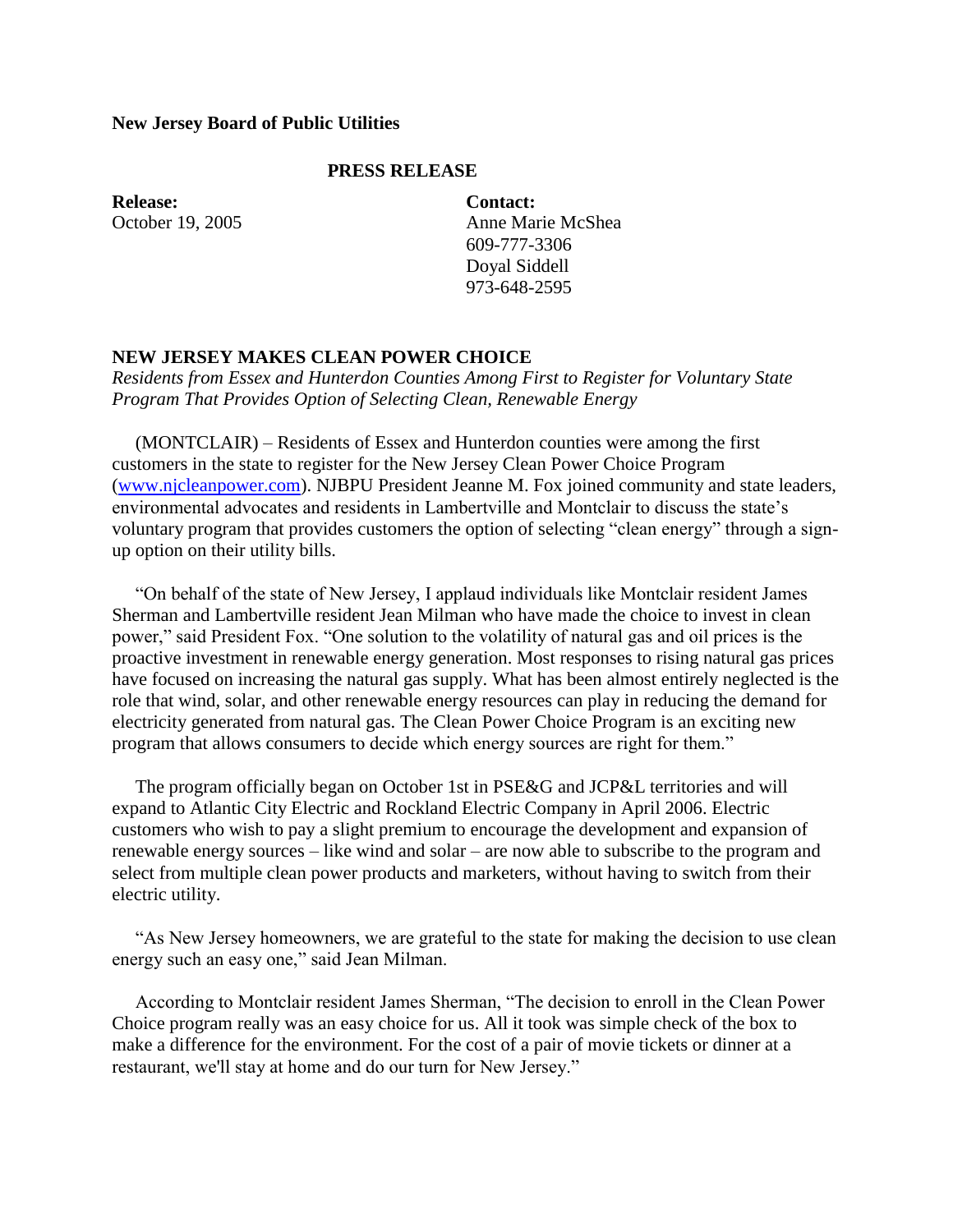**New Jersey Board of Public Utilities**

**PRESS RELEASE**

**Release:**
October 19, 2005

**Contact:**
Anne Marie McShea
609-777-3306
Doyal Siddell
973-648-2595

## NEW JERSEY MAKES CLEAN POWER CHOICE

*Residents from Essex and Hunterdon Counties Among First to Register for Voluntary State Program That Provides Option of Selecting Clean, Renewable Energy*

(MONTCLAIR) – Residents of Essex and Hunterdon counties were among the first customers in the state to register for the New Jersey Clean Power Choice Program (www.njcleanpower.com). NJBPU President Jeanne M. Fox joined community and state leaders, environmental advocates and residents in Lambertville and Montclair to discuss the state's voluntary program that provides customers the option of selecting "clean energy" through a sign-up option on their utility bills.

"On behalf of the state of New Jersey, I applaud individuals like Montclair resident James Sherman and Lambertville resident Jean Milman who have made the choice to invest in clean power," said President Fox. "One solution to the volatility of natural gas and oil prices is the proactive investment in renewable energy generation. Most responses to rising natural gas prices have focused on increasing the natural gas supply. What has been almost entirely neglected is the role that wind, solar, and other renewable energy resources can play in reducing the demand for electricity generated from natural gas. The Clean Power Choice Program is an exciting new program that allows consumers to decide which energy sources are right for them."

The program officially began on October 1st in PSE&G and JCP&L territories and will expand to Atlantic City Electric and Rockland Electric Company in April 2006. Electric customers who wish to pay a slight premium to encourage the development and expansion of renewable energy sources – like wind and solar – are now able to subscribe to the program and select from multiple clean power products and marketers, without having to switch from their electric utility.

"As New Jersey homeowners, we are grateful to the state for making the decision to use clean energy such an easy one," said Jean Milman.

According to Montclair resident James Sherman, "The decision to enroll in the Clean Power Choice program really was an easy choice for us. All it took was simple check of the box to make a difference for the environment. For the cost of a pair of movie tickets or dinner at a restaurant, we'll stay at home and do our turn for New Jersey."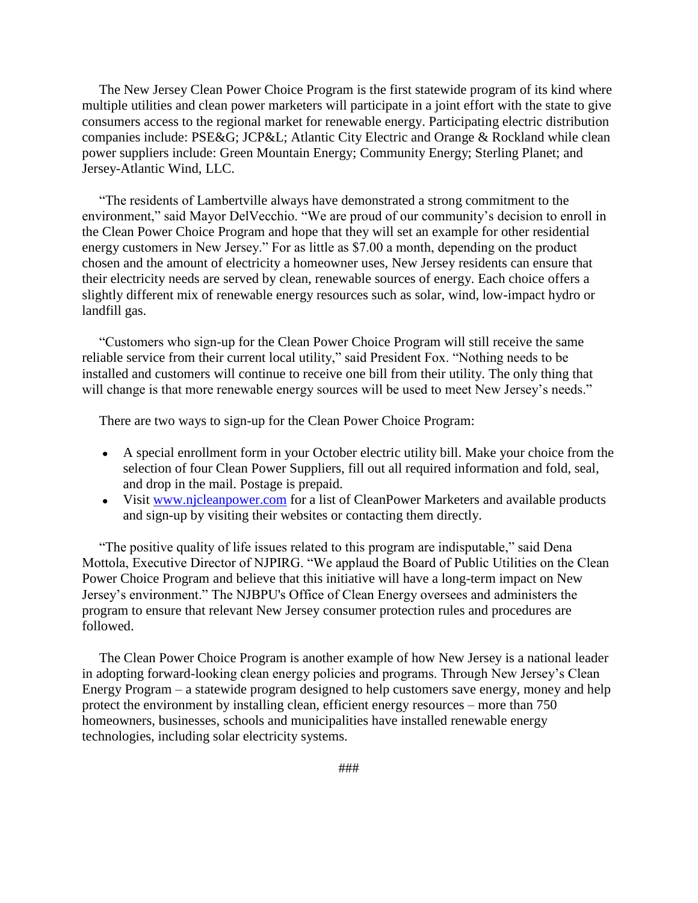The New Jersey Clean Power Choice Program is the first statewide program of its kind where multiple utilities and clean power marketers will participate in a joint effort with the state to give consumers access to the regional market for renewable energy. Participating electric distribution companies include: PSE&G; JCP&L; Atlantic City Electric and Orange & Rockland while clean power suppliers include: Green Mountain Energy; Community Energy; Sterling Planet; and Jersey-Atlantic Wind, LLC.

"The residents of Lambertville always have demonstrated a strong commitment to the environment," said Mayor DelVecchio. "We are proud of our community's decision to enroll in the Clean Power Choice Program and hope that they will set an example for other residential energy customers in New Jersey." For as little as $7.00 a month, depending on the product chosen and the amount of electricity a homeowner uses, New Jersey residents can ensure that their electricity needs are served by clean, renewable sources of energy. Each choice offers a slightly different mix of renewable energy resources such as solar, wind, low-impact hydro or landfill gas.

"Customers who sign-up for the Clean Power Choice Program will still receive the same reliable service from their current local utility," said President Fox. "Nothing needs to be installed and customers will continue to receive one bill from their utility. The only thing that will change is that more renewable energy sources will be used to meet New Jersey's needs."

There are two ways to sign-up for the Clean Power Choice Program:

- A special enrollment form in your October electric utility bill. Make your choice from the selection of four Clean Power Suppliers, fill out all required information and fold, seal, and drop in the mail. Postage is prepaid.
- Visit [www.njcleanpower.com](http://www.njcleanpower.com) for a list of CleanPower Marketers and available products and sign-up by visiting their websites or contacting them directly.

"The positive quality of life issues related to this program are indisputable," said Dena Mottola, Executive Director of NJPIRG. "We applaud the Board of Public Utilities on the Clean Power Choice Program and believe that this initiative will have a long-term impact on New Jersey's environment." The NJBPU's Office of Clean Energy oversees and administers the program to ensure that relevant New Jersey consumer protection rules and procedures are followed.

The Clean Power Choice Program is another example of how New Jersey is a national leader in adopting forward-looking clean energy policies and programs. Through New Jersey's Clean Energy Program – a statewide program designed to help customers save energy, money and help protect the environment by installing clean, efficient energy resources – more than 750 homeowners, businesses, schools and municipalities have installed renewable energy technologies, including solar electricity systems.

###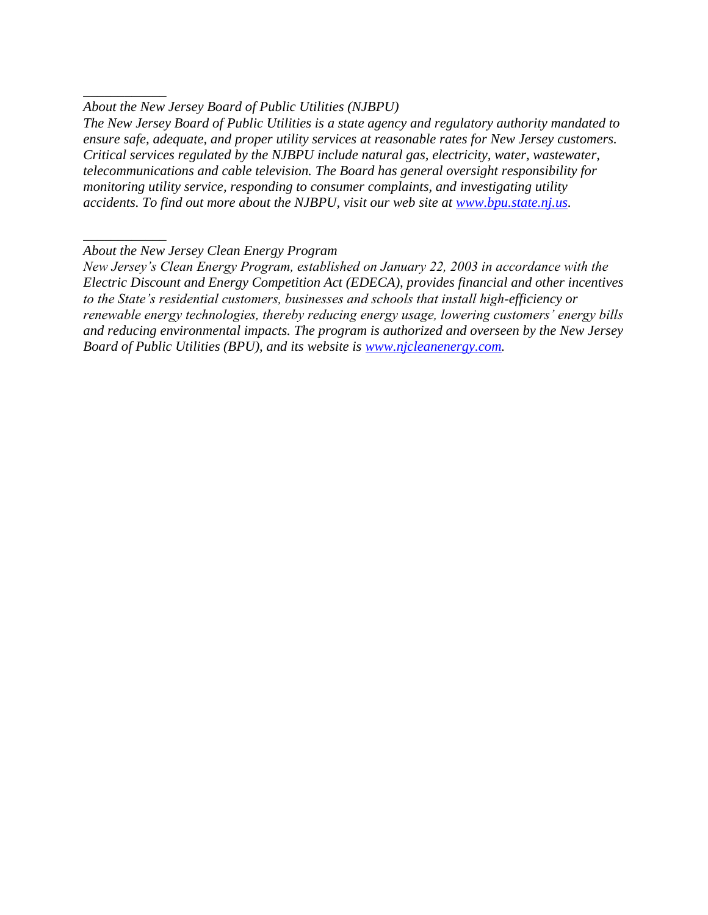___________

*About the New Jersey Board of Public Utilities (NJBPU)*

*The New Jersey Board of Public Utilities is a state agency and regulatory authority mandated to ensure safe, adequate, and proper utility services at reasonable rates for New Jersey customers. Critical services regulated by the NJBPU include natural gas, electricity, water, wastewater, telecommunications and cable television. The Board has general oversight responsibility for monitoring utility service, responding to consumer complaints, and investigating utility accidents. To find out more about the NJBPU, visit our web site at [www.bpu.state.nj.us](http://www.bpu.state.nj.us).*

___________

*About the New Jersey Clean Energy Program*

*New Jersey's Clean Energy Program, established on January 22, 2003 in accordance with the Electric Discount and Energy Competition Act (EDECA), provides financial and other incentives to the State's residential customers, businesses and schools that install high-efficiency or renewable energy technologies, thereby reducing energy usage, lowering customers' energy bills and reducing environmental impacts. The program is authorized and overseen by the New Jersey Board of Public Utilities (BPU), and its website is [www.njcleanenergy.com](http://www.njcleanenergy.com).*